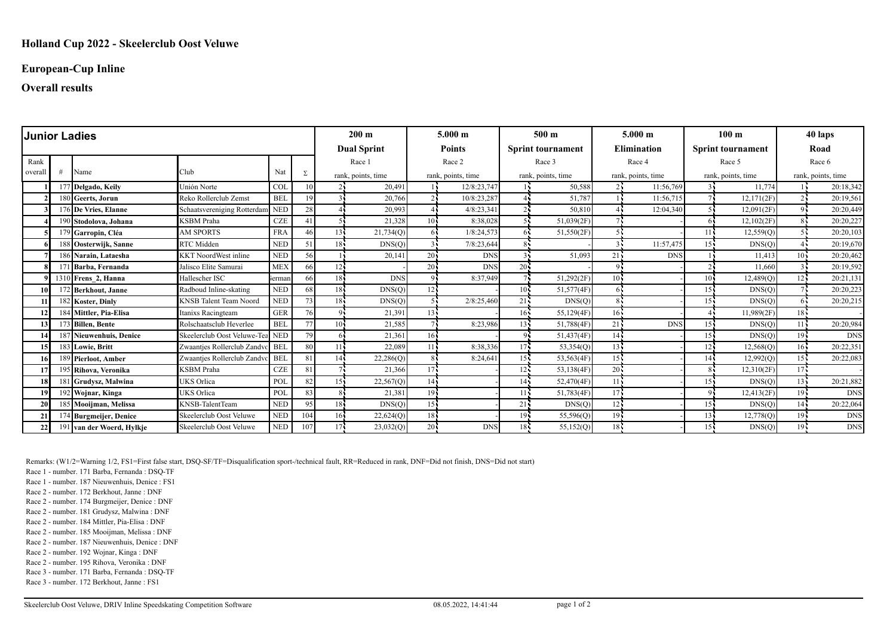# Holland Cup 2022 - Skeelerclub Oost Veluwe

## European-Cup Inline

## Overall results

| Junior Ladies | | | | | | 200 m | | 5.000 m | | 500 m | | 5.000 m | | 100 m | | 40 laps | |
|---|---|---|---|---|---|---|---|---|---|---|---|---|---|---|---|---|---|
| | | | | | | Dual Sprint | | Points | | Sprint tournament | | Elimination | | Sprint tournament | | Road | |
| Rank | | | | | | Race 1 | | Race 2 | | Race 3 | | Race 4 | | Race 5 | | Race 6 | |
| overall | # | Name | Club | Nat | Σ | rank, points, time | | rank, points, time | | rank, points, time | | rank, points, time | | rank, points, time | | rank, points, time | |
| 1 | 177 | **Delgado, Keily** | Unión Norte | COL | 10 | 2 | 20,491 | 1 | 12/8:23,747 | 1 | 50,588 | 2 | 11:56,769 | 3 | 11,774 | 1 | 20:18,342 |
| 2 | 180 | **Geerts, Jorun** | Reko Rollerclub Zemst | BEL | 19 | 3 | 20,766 | 2 | 10/8:23,287 | 4 | 51,787 | 1 | 11:56,715 | 7 | 12,171(2F) | 2 | 20:19,561 |
| 3 | 176 | **De Vries, Elanne** | Schaatsvereniging Rotterdam | NED | 28 | 4 | 20,993 | 4 | 4/8:23,341 | 2 | 50,810 | 4 | 12:04,340 | 5 | 12,091(2F) | 9 | 20:20,449 |
| 4 | 190 | **Stodolova, Johana** | KSBM Praha | CZE | 41 | 5 | 21,328 | 10 | 8:38,028 | 5 | 51,039(2F) | 7 | - | 6 | 12,102(2F) | 8 | 20:20,227 |
| 5 | 179 | **Garropin, Cléa** | AM SPORTS | FRA | 46 | 13 | 21,734(Q) | 6 | 1/8:24,573 | 6 | 51,550(2F) | 5 | - | 11 | 12,559(Q) | 5 | 20:20,103 |
| 6 | 188 | **Oosterwijk, Sanne** | RTC Midden | NED | 51 | 18 | DNS(Q) | 3 | 7/8:23,644 | 8 | - | 3 | 11:57,475 | 15 | DNS(Q) | 4 | 20:19,670 |
| 7 | 186 | **Narain, Lataesha** | KKT NoordWest inline | NED | 56 | 1 | 20,141 | 20 | DNS | 3 | 51,093 | 21 | DNS | 1 | 11,413 | 10 | 20:20,462 |
| 8 | 171 | **Barba, Fernanda** | Jalisco Elite Samurai | MEX | 66 | 12 | - | 20 | DNS | 20 | - | 9 | - | 2 | 11,660 | 3 | 20:19,592 |
| 9 | 1310 | **Frens_2, Hanna** | Hallescher ISC | ierman | 66 | 18 | DNS | 9 | 8:37,949 | 7 | 51,292(2F) | 10 | - | 10 | 12,489(Q) | 12 | 20:21,131 |
| 10 | 172 | **Berkhout, Janne** | Radboud Inline-skating | NED | 68 | 18 | DNS(Q) | 12 | - | 10 | 51,577(4F) | 6 | - | 15 | DNS(Q) | 7 | 20:20,223 |
| 11 | 182 | **Koster, Dinly** | KNSB Talent Team Noord | NED | 73 | 18 | DNS(Q) | 5 | 2/8:25,460 | 21 | DNS(Q) | 8 | - | 15 | DNS(Q) | 6 | 20:20,215 |
| 12 | 184 | **Mittler, Pia-Elisa** | Itanixs Racingteam | GER | 76 | 9 | 21,391 | 13 | - | 16 | 55,129(4F) | 16 | - | 4 | 11,989(2F) | 18 | - |
| 13 | 173 | **Billen, Bente** | Rolschaatsclub Heverlee | BEL | 77 | 10 | 21,585 | 7 | 8:23,986 | 13 | 51,788(4F) | 21 | DNS | 15 | DNS(Q) | 11 | 20:20,984 |
| 14 | 187 | **Nieuwenhuis, Denice** | Skeelerclub Oost Veluwe-Tea | NED | 79 | 6 | 21,361 | 16 | - | 9 | 51,437(4F) | 14 | - | 15 | DNS(Q) | 19 | DNS |
| 15 | 183 | **Lowie, Britt** | Zwaantjes Rollerclub Zandvo | BEL | 80 | 11 | 22,089 | 11 | 8:38,336 | 17 | 53,354(Q) | 13 | - | 12 | 12,568(Q) | 16 | 20:22,351 |
| 16 | 189 | **Pierloot, Amber** | Zwaantjes Rollerclub Zandvo | BEL | 81 | 14 | 22,286(Q) | 8 | 8:24,641 | 15 | 53,563(4F) | 15 | - | 14 | 12,992(Q) | 15 | 20:22,083 |
| 17 | 195 | **Rihova, Veronika** | KSBM Praha | CZE | 81 | 7 | 21,366 | 17 | - | 12 | 53,138(4F) | 20 | - | 8 | 12,310(2F) | 17 | - |
| 18 | 181 | **Grudysz, Malwina** | UKS Orlica | POL | 82 | 15 | 22,567(Q) | 14 | - | 14 | 52,470(4F) | 11 | - | 15 | DNS(Q) | 13 | 20:21,882 |
| 19 | 192 | **Wojnar, Kinga** | UKS Orlica | POL | 83 | 8 | 21,381 | 19 | - | 11 | 51,783(4F) | 17 | - | 9 | 12,413(2F) | 19 | DNS |
| 20 | 185 | **Mooijman, Melissa** | KNSB-TalentTeam | NED | 95 | 18 | DNS(Q) | 15 | - | 21 | DNS(Q) | 12 | - | 15 | DNS(Q) | 14 | 20:22,064 |
| 21 | 174 | **Burgmeijer, Denice** | Skeelerclub Oost Veluwe | NED | 104 | 16 | 22,624(Q) | 18 | - | 19 | 55,596(Q) | 19 | - | 13 | 12,778(Q) | 19 | DNS |
| 22 | 191 | **van der Woerd, Hylkje** | Skeelerclub Oost Veluwe | NED | 107 | 17 | 23,032(Q) | 20 | DNS | 18 | 55,152(Q) | 18 | - | 15 | DNS(Q) | 19 | DNS |

Remarks: (W1/2=Warning 1/2, FS1=First false start, DSQ-SF/TF=Disqualification sport-/technical fault, RR=Reduced in rank, DNF=Did not finish, DNS=Did not start)

Race 1 - number. 171 Barba, Fernanda : DSQ-TF
Race 1 - number. 187 Nieuwenhuis, Denice : FS1
Race 2 - number. 172 Berkhout, Janne : DNF
Race 2 - number. 174 Burgmeijer, Denice : DNF
Race 2 - number. 181 Grudysz, Malwina : DNF
Race 2 - number. 184 Mittler, Pia-Elisa : DNF
Race 2 - number. 185 Mooijman, Melissa : DNF
Race 2 - number. 187 Nieuwenhuis, Denice : DNF
Race 2 - number. 192 Wojnar, Kinga : DNF
Race 2 - number. 195 Rihova, Veronika : DNF
Race 3 - number. 171 Barba, Fernanda : DSQ-TF
Race 3 - number. 172 Berkhout, Janne : FS1

Skeelerclub Oost Veluwe, DRIV Inline Speedskating Competition Software 08.05.2022, 14:41:44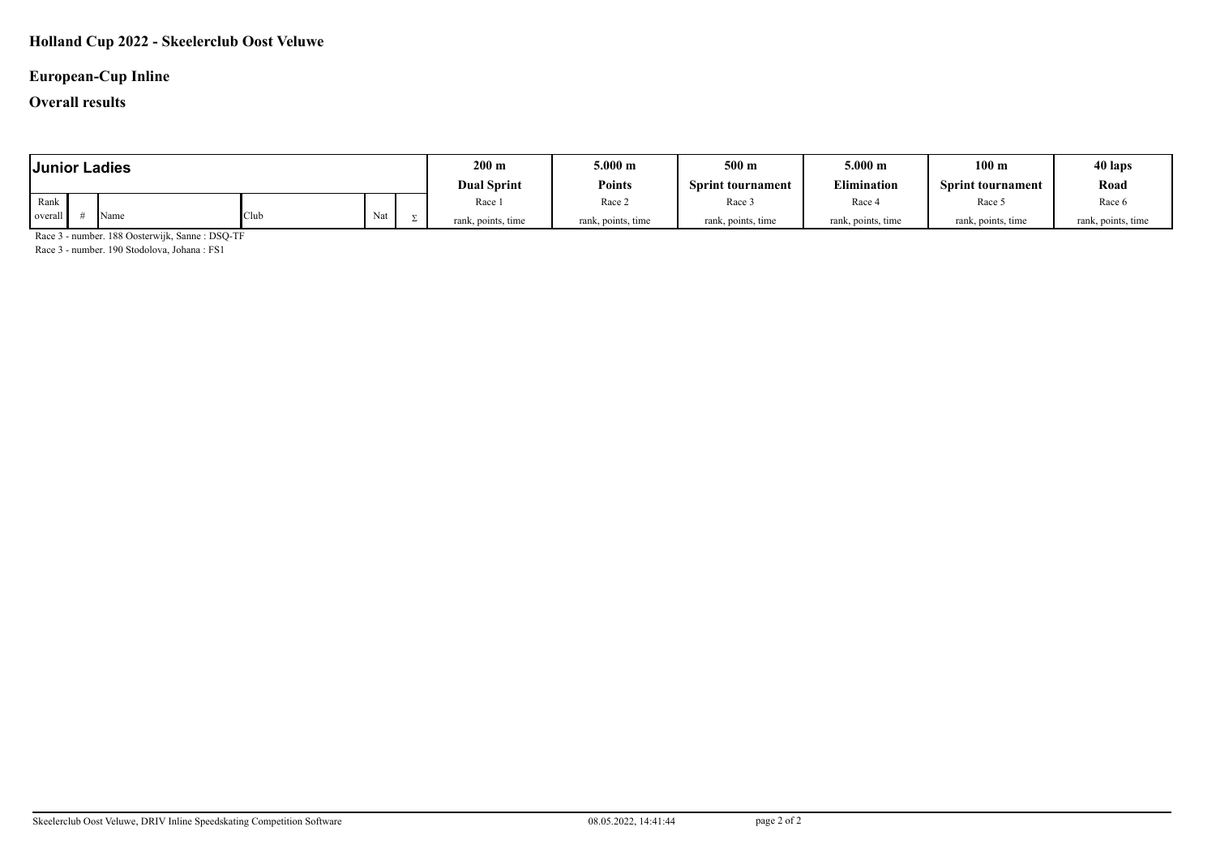# Holland Cup 2022 - Skeelerclub Oost Veluwe

## European-Cup Inline

## Overall results

| Junior Ladies | | | | | | 200 m | 5.000 m | 500 m | 5.000 m | 100 m | 40 laps |
|---|---|---|---|---|---|---|---|---|---|---|---|
| | | | | | | Dual Sprint | Points | Sprint tournament | Elimination | Sprint tournament | Road |
| Rank overall | # | Name | Club | Nat | Σ | Race 1 | Race 2 | Race 3 | Race 4 | Race 5 | Race 6 |
| | | | | | | rank, points, time | rank, points, time | rank, points, time | rank, points, time | rank, points, time | rank, points, time |

Race 3 - number. 188 Oosterwijk, Sanne : DSQ-TF

Race 3 - number. 190 Stodolova, Johana : FS1

Skeelerclub Oost Veluwe, DRIV Inline Speedskating Competition Software 08.05.2022, 14:41:44